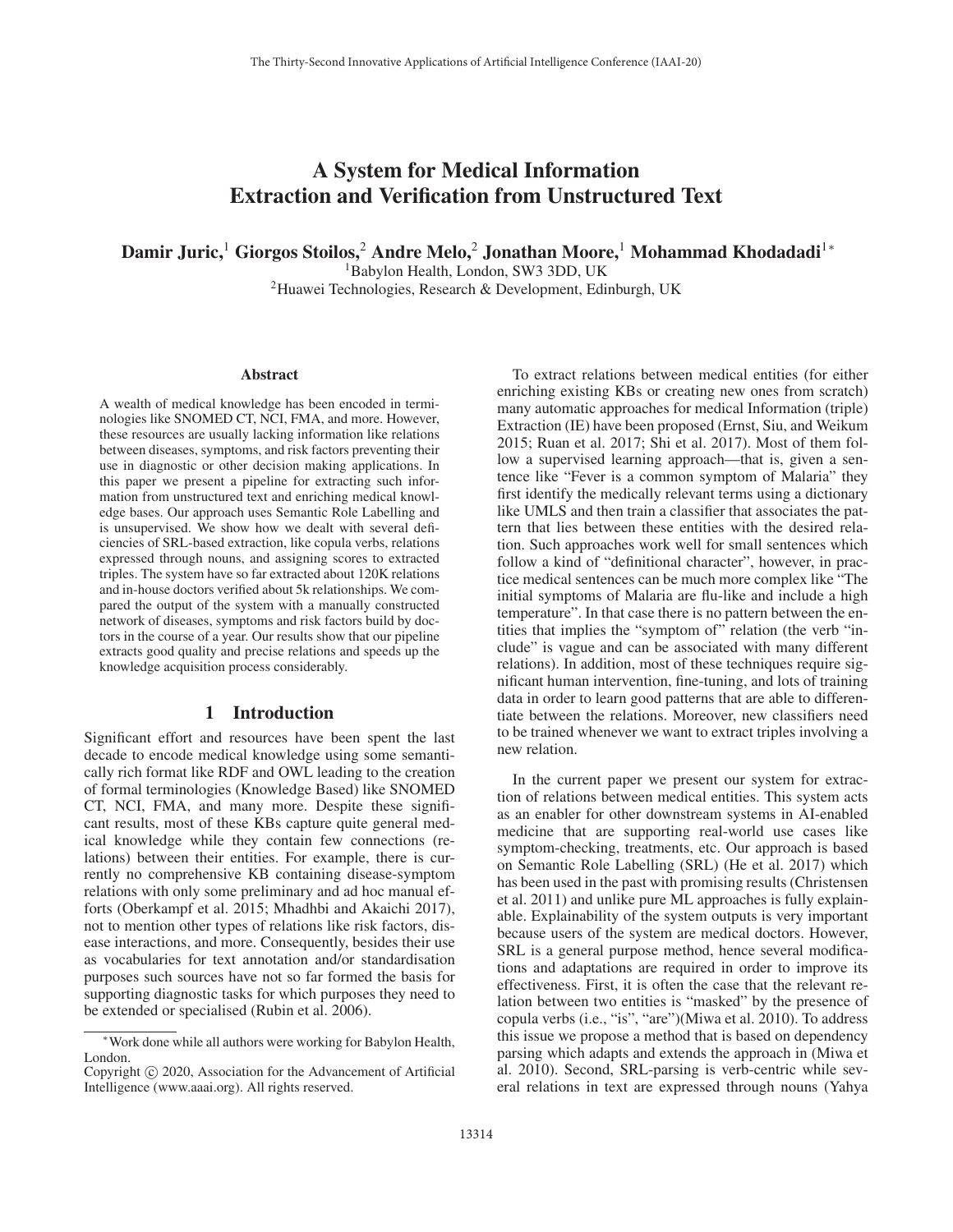# A System for Medical Information Extraction and Verification from Unstructured Text

**Damir Juric,[1] Giorgos Stoilos,[2] Andre Melo,[2] Jonathan Moore,[1] Mohammad Khodadadi[1*]**

[1]Babylon Health, London, SW3 3DD, UK
[2]Huawei Technologies, Research & Development, Edinburgh, UK

### Abstract

A wealth of medical knowledge has been encoded in terminologies like SNOMED CT, NCI, FMA, and more. However, these resources are usually lacking information like relations between diseases, symptoms, and risk factors preventing their use in diagnostic or other decision making applications. In this paper we present a pipeline for extracting such information from unstructured text and enriching medical knowledge bases. Our approach uses Semantic Role Labelling and is unsupervised. We show how we dealt with several deficiencies of SRL-based extraction, like copula verbs, relations expressed through nouns, and assigning scores to extracted triples. The system have so far extracted about 120K relations and in-house doctors verified about 5k relationships. We compared the output of the system with a manually constructed network of diseases, symptoms and risk factors build by doctors in the course of a year. Our results show that our pipeline extracts good quality and precise relations and speeds up the knowledge acquisition process considerably.

## 1 Introduction

Significant effort and resources have been spent the last decade to encode medical knowledge using some semantically rich format like RDF and OWL leading to the creation of formal terminologies (Knowledge Based) like SNOMED CT, NCI, FMA, and many more. Despite these significant results, most of these KBs capture quite general medical knowledge while they contain few connections (relations) between their entities. For example, there is currently no comprehensive KB containing disease-symptom relations with only some preliminary and ad hoc manual efforts (Oberkampf et al. 2015; Mhadhbi and Akaichi 2017), not to mention other types of relations like risk factors, disease interactions, and more. Consequently, besides their use as vocabularies for text annotation and/or standardisation purposes such sources have not so far formed the basis for supporting diagnostic tasks for which purposes they need to be extended or specialised (Rubin et al. 2006).

To extract relations between medical entities (for either enriching existing KBs or creating new ones from scratch) many automatic approaches for medical Information (triple) Extraction (IE) have been proposed (Ernst, Siu, and Weikum 2015; Ruan et al. 2017; Shi et al. 2017). Most of them follow a supervised learning approach—that is, given a sentence like "Fever is a common symptom of Malaria" they first identify the medically relevant terms using a dictionary like UMLS and then train a classifier that associates the pattern that lies between these entities with the desired relation. Such approaches work well for small sentences which follow a kind of "definitional character", however, in practice medical sentences can be much more complex like "The initial symptoms of Malaria are flu-like and include a high temperature". In that case there is no pattern between the entities that implies the "symptom of" relation (the verb "include" is vague and can be associated with many different relations). In addition, most of these techniques require significant human intervention, fine-tuning, and lots of training data in order to learn good patterns that are able to differentiate between the relations. Moreover, new classifiers need to be trained whenever we want to extract triples involving a new relation.

In the current paper we present our system for extraction of relations between medical entities. This system acts as an enabler for other downstream systems in AI-enabled medicine that are supporting real-world use cases like symptom-checking, treatments, etc. Our approach is based on Semantic Role Labelling (SRL) (He et al. 2017) which has been used in the past with promising results (Christensen et al. 2011) and unlike pure ML approaches is fully explainable. Explainability of the system outputs is very important because users of the system are medical doctors. However, SRL is a general purpose method, hence several modifications and adaptations are required in order to improve its effectiveness. First, it is often the case that the relevant relation between two entities is "masked" by the presence of copula verbs (i.e., "is", "are")(Miwa et al. 2010). To address this issue we propose a method that is based on dependency parsing which adapts and extends the approach in (Miwa et al. 2010). Second, SRL-parsing is verb-centric while several relations in text are expressed through nouns (Yahya

[*]Work done while all authors were working for Babylon Health, London.

Copyright © 2020, Association for the Advancement of Artificial Intelligence (www.aaai.org). All rights reserved.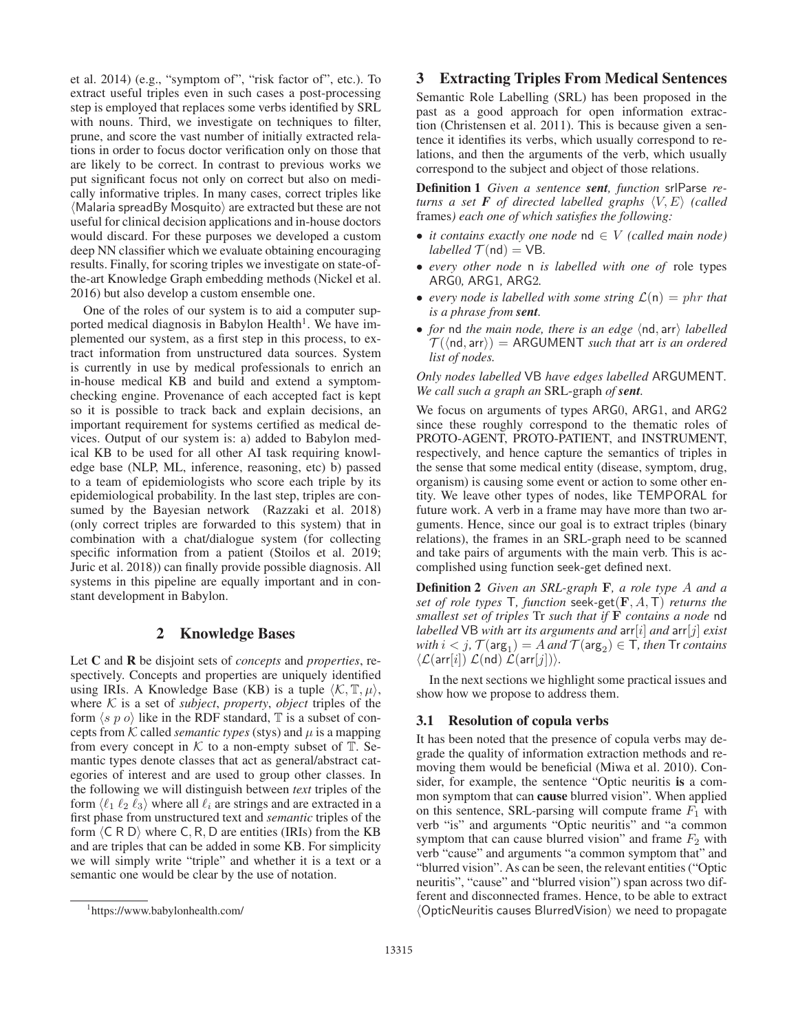et al. 2014) (e.g., "symptom of", "risk factor of", etc.). To extract useful triples even in such cases a post-processing step is employed that replaces some verbs identified by SRL with nouns. Third, we investigate on techniques to filter, prune, and score the vast number of initially extracted relations in order to focus doctor verification only on those that are likely to be correct. In contrast to previous works we put significant focus not only on correct but also on medically informative triples. In many cases, correct triples like ⟨Malaria spreadBy Mosquito⟩ are extracted but these are not useful for clinical decision applications and in-house doctors would discard. For these purposes we developed a custom deep NN classifier which we evaluate obtaining encouraging results. Finally, for scoring triples we investigate on state-of-the-art Knowledge Graph embedding methods (Nickel et al. 2016) but also develop a custom ensemble one.

One of the roles of our system is to aid a computer supported medical diagnosis in Babylon Health[1]. We have implemented our system, as a first step in this process, to extract information from unstructured data sources. System is currently in use by medical professionals to enrich an in-house medical KB and build and extend a symptom-checking engine. Provenance of each accepted fact is kept so it is possible to track back and explain decisions, an important requirement for systems certified as medical devices. Output of our system is: a) added to Babylon medical KB to be used for all other AI task requiring knowledge base (NLP, ML, inference, reasoning, etc) b) passed to a team of epidemiologists who score each triple by its epidemiological probability. In the last step, triples are consumed by the Bayesian network (Razzaki et al. 2018) (only correct triples are forwarded to this system) that in combination with a chat/dialogue system (for collecting specific information from a patient (Stoilos et al. 2019; Juric et al. 2018)) can finally provide possible diagnosis. All systems in this pipeline are equally important and in constant development in Babylon.

## 2 Knowledge Bases

Let **C** and **R** be disjoint sets of *concepts* and *properties*, respectively. Concepts and properties are uniquely identified using IRIs. A Knowledge Base (KB) is a tuple $\langle \mathcal{K}, \mathbb{T}, \mu \rangle$, where $\mathcal{K}$ is a set of *subject*, *property*, *object* triples of the form $\langle s\ p\ o \rangle$ like in the RDF standard, $\mathbb{T}$ is a subset of concepts from $\mathcal{K}$ called *semantic types* (stys) and $\mu$ is a mapping from every concept in $\mathcal{K}$ to a non-empty subset of $\mathbb{T}$. Semantic types denote classes that act as general/abstract categories of interest and are used to group other classes. In the following we will distinguish between *text* triples of the form $\langle \ell_1\ \ell_2\ \ell_3 \rangle$ where all $\ell_i$ are strings and are extracted in a first phase from unstructured text and *semantic* triples of the form $\langle \mathsf{C}\ \mathsf{R}\ \mathsf{D} \rangle$ where C, R, D are entities (IRIs) from the KB and are triples that can be added in some KB. For simplicity we will simply write "triple" and whether it is a text or a semantic one would be clear by the use of notation.

[1]https://www.babylonhealth.com/

## 3 Extracting Triples From Medical Sentences

Semantic Role Labelling (SRL) has been proposed in the past as a good approach for open information extraction (Christensen et al. 2011). This is because given a sentence it identifies its verbs, which usually correspond to relations, and then the arguments of the verb, which usually correspond to the subject and object of those relations.

**Definition 1** *Given a sentence* ***sent****, function* srlParse *returns a set* ***F*** *of directed labelled graphs* $\langle V, E \rangle$ *(called* frames*) each one of which satisfies the following:*

- *it contains exactly one node* $\mathsf{nd} \in V$ *(called main node) labelled* $\mathcal{T}(\mathsf{nd}) = \mathsf{VB}$.
- *every other node* n *is labelled with one of* role types ARG0*,* ARG1*,* ARG2*.*
- *every node is labelled with some string* $\mathcal{L}(\mathsf{n}) = phr$ *that is a phrase from* ***sent****.*
- *for* nd *the main node, there is an edge* $\langle \mathsf{nd}, \mathsf{arr} \rangle$ *labelled* $\mathcal{T}(\langle \mathsf{nd}, \mathsf{arr} \rangle) = \mathsf{ARGUMENT}$ *such that* arr *is an ordered list of nodes.*

*Only nodes labelled* VB *have edges labelled* ARGUMENT*. We call such a graph an* SRL-graph *of* ***sent****.*

We focus on arguments of types ARG0, ARG1, and ARG2 since these roughly correspond to the thematic roles of PROTO-AGENT, PROTO-PATIENT, and INSTRUMENT, respectively, and hence capture the semantics of triples in the sense that some medical entity (disease, symptom, drug, organism) is causing some event or action to some other entity. We leave other types of nodes, like TEMPORAL for future work. A verb in a frame may have more than two arguments. Hence, since our goal is to extract triples (binary relations), the frames in an SRL-graph need to be scanned and take pairs of arguments with the main verb. This is accomplished using function seek-get defined next.

**Definition 2** *Given an SRL-graph* **F***, a role type* $A$ *and a set of role types* T*, function* seek-get$(\mathbf{F}, A, \mathsf{T})$ *returns the smallest set of triples* Tr *such that if* **F** *contains a node* nd *labelled* VB *with* arr *its arguments and* $\mathsf{arr}[i]$ *and* $\mathsf{arr}[j]$ *exist with* $i < j$, $\mathcal{T}(\mathsf{arg}_1) = A$ *and* $\mathcal{T}(\mathsf{arg}_2) \in \mathsf{T}$*, then* Tr *contains* $\langle \mathcal{L}(\mathsf{arr}[i])\ \mathcal{L}(\mathsf{nd})\ \mathcal{L}(\mathsf{arr}[j]) \rangle$.

In the next sections we highlight some practical issues and show how we propose to address them.

### 3.1 Resolution of copula verbs

It has been noted that the presence of copula verbs may degrade the quality of information extraction methods and removing them would be beneficial (Miwa et al. 2010). Consider, for example, the sentence "Optic neuritis **is** a common symptom that can **cause** blurred vision". When applied on this sentence, SRL-parsing will compute frame $F_1$ with verb "is" and arguments "Optic neuritis" and "a common symptom that can cause blurred vision" and frame $F_2$ with verb "cause" and arguments "a common symptom that" and "blurred vision". As can be seen, the relevant entities ("Optic neuritis", "cause" and "blurred vision") span across two different and disconnected frames. Hence, to be able to extract ⟨OpticNeuritis causes BlurredVision⟩ we need to propagate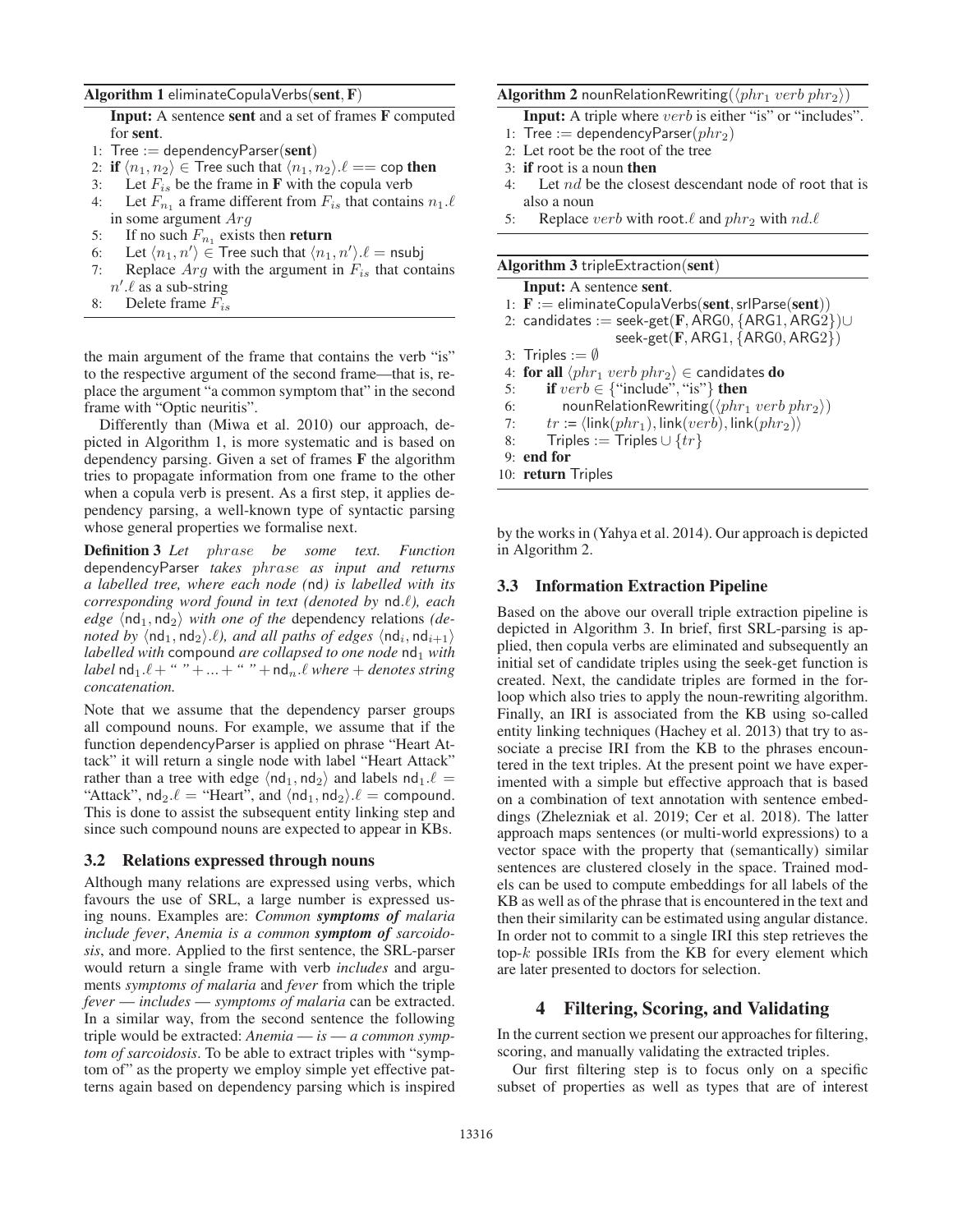**Algorithm 1** eliminateCopulaVerbs(**sent**, **F**)

**Input:** A sentence **sent** and a set of frames **F** computed for **sent**.

1: Tree := dependencyParser(**sent**)
2: **if** $\langle n_1, n_2 \rangle \in$ Tree such that $\langle n_1, n_2 \rangle.\ell ==$ cop **then**
3: Let $F_{is}$ be the frame in **F** with the copula verb
4: Let $F_{n_1}$ a frame different from $F_{is}$ that contains $n_1.\ell$ in some argument $Arg$
5: If no such $F_{n_1}$ exists then **return**
6: Let $\langle n_1, n' \rangle \in$ Tree such that $\langle n_1, n' \rangle.\ell =$ nsubj
7: Replace $Arg$ with the argument in $F_{is}$ that contains $n'.\ell$ as a sub-string
8: Delete frame $F_{is}$

the main argument of the frame that contains the verb "is" to the respective argument of the second frame—that is, replace the argument "a common symptom that" in the second frame with "Optic neuritis".

Differently than (Miwa et al. 2010) our approach, depicted in Algorithm 1, is more systematic and is based on dependency parsing. Given a set of frames **F** the algorithm tries to propagate information from one frame to the other when a copula verb is present. As a first step, it applies dependency parsing, a well-known type of syntactic parsing whose general properties we formalise next.

**Definition 3** *Let* $phrase$ *be some text. Function* dependencyParser *takes* $phrase$ *as input and returns a labelled tree, where each node (*nd*) is labelled with its corresponding word found in text (denoted by* nd.$\ell$*), each edge* $\langle \mathsf{nd}_1, \mathsf{nd}_2 \rangle$ *with one of the* dependency relations *(denoted by* $\langle \mathsf{nd}_1, \mathsf{nd}_2 \rangle.\ell$*), and all paths of edges* $\langle \mathsf{nd}_i, \mathsf{nd}_{i+1} \rangle$ *labelled with* compound *are collapsed to one node* $\mathsf{nd}_1$ *with label* $\mathsf{nd}_1.\ell + $ " " $+ \ldots +$ " " $+ \mathsf{nd}_n.\ell$ *where* $+$ *denotes string concatenation.*

Note that we assume that the dependency parser groups all compound nouns. For example, we assume that if the function dependencyParser is applied on phrase "Heart Attack" it will return a single node with label "Heart Attack" rather than a tree with edge $\langle \mathsf{nd}_1, \mathsf{nd}_2 \rangle$ and labels $\mathsf{nd}_1.\ell =$ "Attack", $\mathsf{nd}_2.\ell =$ "Heart", and $\langle \mathsf{nd}_1, \mathsf{nd}_2 \rangle.\ell =$ compound. This is done to assist the subsequent entity linking step and since such compound nouns are expected to appear in KBs.

### 3.2 Relations expressed through nouns

Although many relations are expressed using verbs, which favours the use of SRL, a large number is expressed using nouns. Examples are: *Common* ***symptoms of*** *malaria include fever*, *Anemia is a common* ***symptom of*** *sarcoidosis*, and more. Applied to the first sentence, the SRL-parser would return a single frame with verb *includes* and arguments *symptoms of malaria* and *fever* from which the triple *fever — includes — symptoms of malaria* can be extracted. In a similar way, from the second sentence the following triple would be extracted: *Anemia — is — a common symptom of sarcoidosis*. To be able to extract triples with "symptom of" as the property we employ simple yet effective patterns again based on dependency parsing which is inspired by the works in (Yahya et al. 2014). Our approach is depicted in Algorithm 2.

**Algorithm 2** nounRelationRewriting($\langle phr_1\ verb\ phr_2 \rangle$)

**Input:** A triple where $verb$ is either "is" or "includes".

1: Tree := dependencyParser($phr_2$)
2: Let root be the root of the tree
3: **if** root is a noun **then**
4: Let $nd$ be the closest descendant node of root that is also a noun
5: Replace $verb$ with root.$\ell$ and $phr_2$ with $nd.\ell$

**Algorithm 3** tripleExtraction(**sent**)

**Input:** A sentence **sent**.

1: **F** := eliminateCopulaVerbs(**sent**, srlParse(**sent**))
2: candidates := seek-get(**F**, ARG0, {ARG1, ARG2})∪ seek-get(**F**, ARG1, {ARG0, ARG2})
3: Triples := ∅
4: **for all** $\langle phr_1\ verb\ phr_2 \rangle \in$ candidates **do**
5: **if** $verb \in$ {"include", "is"} **then**
6: nounRelationRewriting($\langle phr_1\ verb\ phr_2 \rangle$)
7: $tr$ := $\langle$link($phr_1$), link($verb$), link($phr_2$)$\rangle$
8: Triples := Triples ∪ {$tr$}
9: **end for**
10: **return** Triples

### 3.3 Information Extraction Pipeline

Based on the above our overall triple extraction pipeline is depicted in Algorithm 3. In brief, first SRL-parsing is applied, then copula verbs are eliminated and subsequently an initial set of candidate triples using the seek-get function is created. Next, the candidate triples are formed in the for-loop which also tries to apply the noun-rewriting algorithm. Finally, an IRI is associated from the KB using so-called entity linking techniques (Hachey et al. 2013) that try to associate a precise IRI from the KB to the phrases encountered in the text triples. At the present point we have experimented with a simple but effective approach that is based on a combination of text annotation with sentence embeddings (Zhelezniak et al. 2019; Cer et al. 2018). The latter approach maps sentences (or multi-world expressions) to a vector space with the property that (semantically) similar sentences are clustered closely in the space. Trained models can be used to compute embeddings for all labels of the KB as well as of the phrase that is encountered in the text and then their similarity can be estimated using angular distance. In order not to commit to a single IRI this step retrieves the top-$k$ possible IRIs from the KB for every element which are later presented to doctors for selection.

## 4 Filtering, Scoring, and Validating

In the current section we present our approaches for filtering, scoring, and manually validating the extracted triples.

Our first filtering step is to focus only on a specific subset of properties as well as types that are of interest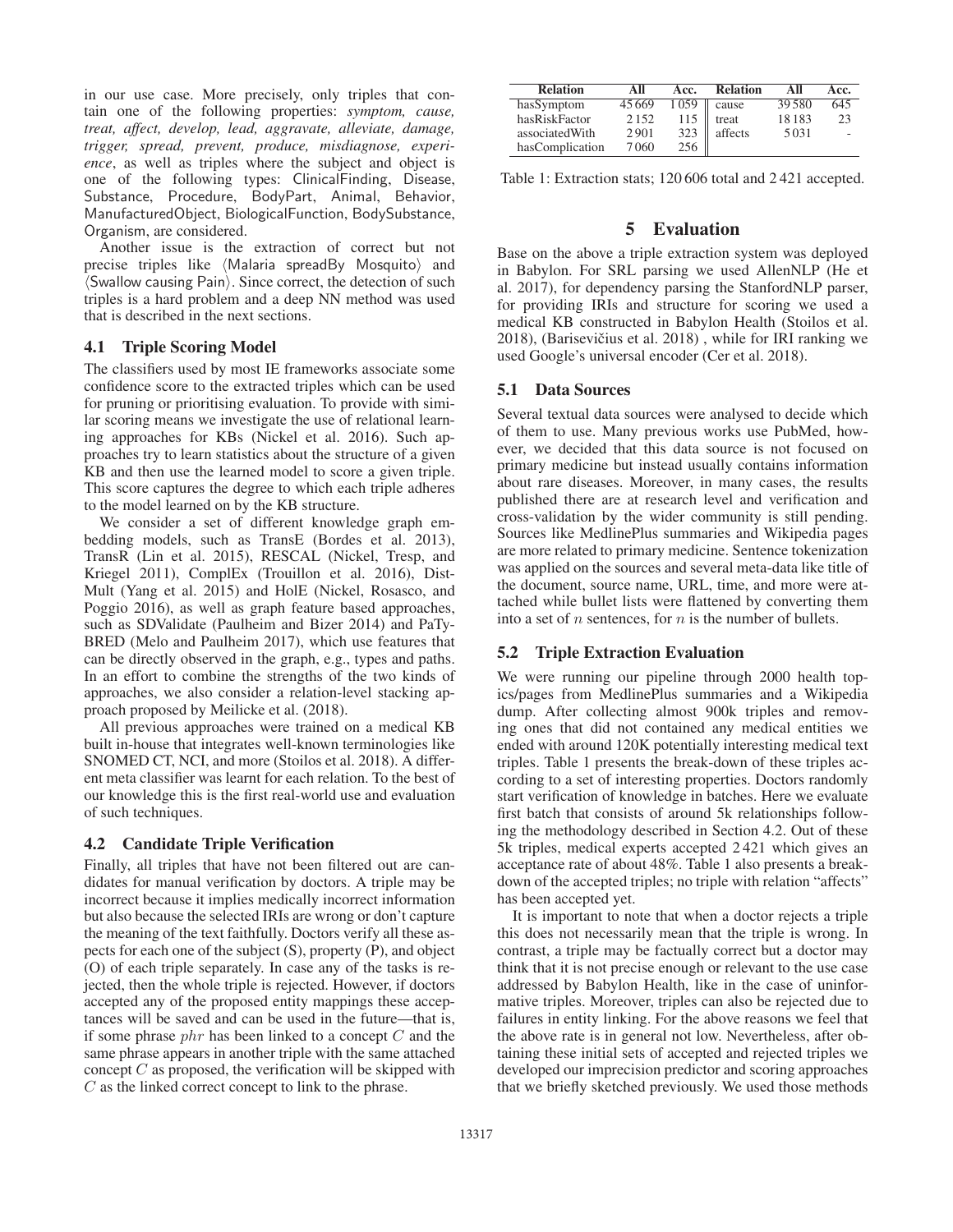in our use case. More precisely, only triples that contain one of the following properties: *symptom, cause, treat, affect, develop, lead, aggravate, alleviate, damage, trigger, spread, prevent, produce, misdiagnose, experience*, as well as triples where the subject and object is one of the following types: ClinicalFinding, Disease, Substance, Procedure, BodyPart, Animal, Behavior, ManufacturedObject, BiologicalFunction, BodySubstance, Organism, are considered.

Another issue is the extraction of correct but not precise triples like ⟨Malaria spreadBy Mosquito⟩ and ⟨Swallow causing Pain⟩. Since correct, the detection of such triples is a hard problem and a deep NN method was used that is described in the next sections.

### 4.1 Triple Scoring Model

The classifiers used by most IE frameworks associate some confidence score to the extracted triples which can be used for pruning or prioritising evaluation. To provide with similar scoring means we investigate the use of relational learning approaches for KBs (Nickel et al. 2016). Such approaches try to learn statistics about the structure of a given KB and then use the learned model to score a given triple. This score captures the degree to which each triple adheres to the model learned on by the KB structure.

We consider a set of different knowledge graph embedding models, such as TransE (Bordes et al. 2013), TransR (Lin et al. 2015), RESCAL (Nickel, Tresp, and Kriegel 2011), ComplEx (Trouillon et al. 2016), DistMult (Yang et al. 2015) and HolE (Nickel, Rosasco, and Poggio 2016), as well as graph feature based approaches, such as SDValidate (Paulheim and Bizer 2014) and PaTyBRED (Melo and Paulheim 2017), which use features that can be directly observed in the graph, e.g., types and paths. In an effort to combine the strengths of the two kinds of approaches, we also consider a relation-level stacking approach proposed by Meilicke et al. (2018).

All previous approaches were trained on a medical KB built in-house that integrates well-known terminologies like SNOMED CT, NCI, and more (Stoilos et al. 2018). A different meta classifier was learnt for each relation. To the best of our knowledge this is the first real-world use and evaluation of such techniques.

### 4.2 Candidate Triple Verification

Finally, all triples that have not been filtered out are candidates for manual verification by doctors. A triple may be incorrect because it implies medically incorrect information but also because the selected IRIs are wrong or don't capture the meaning of the text faithfully. Doctors verify all these aspects for each one of the subject (S), property (P), and object (O) of each triple separately. In case any of the tasks is rejected, then the whole triple is rejected. However, if doctors accepted any of the proposed entity mappings these acceptances will be saved and can be used in the future—that is, if some phrase $phr$ has been linked to a concept $C$ and the same phrase appears in another triple with the same attached concept $C$ as proposed, the verification will be skipped with $C$ as the linked correct concept to link to the phrase.

| Relation | All | Acc. | Relation | All | Acc. |
|---|---|---|---|---|---|
| hasSymptom | 45 669 | 1 059 | cause | 39 580 | 645 |
| hasRiskFactor | 2 152 | 115 | treat | 18 183 | 23 |
| associatedWith | 2 901 | 323 | affects | 5 031 | - |
| hasComplication | 7 060 | 256 | | | |

Table 1: Extraction stats; 120 606 total and 2 421 accepted.

## 5 Evaluation

Base on the above a triple extraction system was deployed in Babylon. For SRL parsing we used AllenNLP (He et al. 2017), for dependency parsing the StanfordNLP parser, for providing IRIs and structure for scoring we used a medical KB constructed in Babylon Health (Stoilos et al. 2018), (Barisevičius et al. 2018) , while for IRI ranking we used Google's universal encoder (Cer et al. 2018).

### 5.1 Data Sources

Several textual data sources were analysed to decide which of them to use. Many previous works use PubMed, however, we decided that this data source is not focused on primary medicine but instead usually contains information about rare diseases. Moreover, in many cases, the results published there are at research level and verification and cross-validation by the wider community is still pending. Sources like MedlinePlus summaries and Wikipedia pages are more related to primary medicine. Sentence tokenization was applied on the sources and several meta-data like title of the document, source name, URL, time, and more were attached while bullet lists were flattened by converting them into a set of $n$ sentences, for $n$ is the number of bullets.

### 5.2 Triple Extraction Evaluation

We were running our pipeline through 2000 health topics/pages from MedlinePlus summaries and a Wikipedia dump. After collecting almost 900k triples and removing ones that did not contained any medical entities we ended with around 120K potentially interesting medical text triples. Table 1 presents the break-down of these triples according to a set of interesting properties. Doctors randomly start verification of knowledge in batches. Here we evaluate first batch that consists of around 5k relationships following the methodology described in Section 4.2. Out of these 5k triples, medical experts accepted 2 421 which gives an acceptance rate of about 48%. Table 1 also presents a breakdown of the accepted triples; no triple with relation "affects" has been accepted yet.

It is important to note that when a doctor rejects a triple this does not necessarily mean that the triple is wrong. In contrast, a triple may be factually correct but a doctor may think that it is not precise enough or relevant to the use case addressed by Babylon Health, like in the case of uninformative triples. Moreover, triples can also be rejected due to failures in entity linking. For the above reasons we feel that the above rate is in general not low. Nevertheless, after obtaining these initial sets of accepted and rejected triples we developed our imprecision predictor and scoring approaches that we briefly sketched previously. We used those methods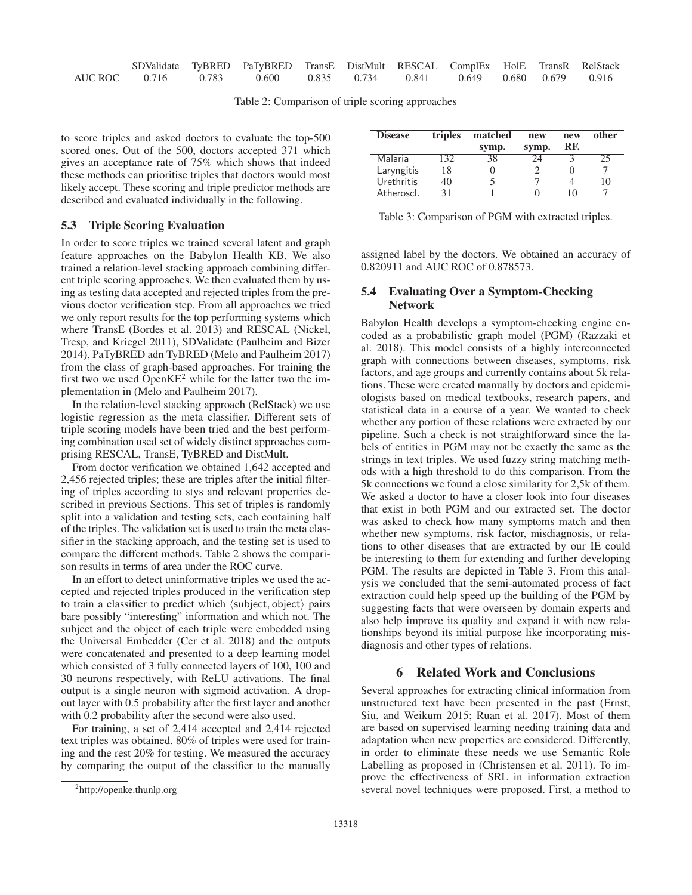|  | SDValidate | TyBRED | PaTyBRED | TransE | DistMult | RESCAL | ComplEx | HolE | TransR | RelStack |
|---|---|---|---|---|---|---|---|---|---|---|
| AUC ROC | 0.716 | 0.783 | 0.600 | 0.835 | 0.734 | 0.841 | 0.649 | 0.680 | 0.679 | 0.916 |

Table 2: Comparison of triple scoring approaches

to score triples and asked doctors to evaluate the top-500 scored ones. Out of the 500, doctors accepted 371 which gives an acceptance rate of 75% which shows that indeed these methods can prioritise triples that doctors would most likely accept. These scoring and triple predictor methods are described and evaluated individually in the following.

### 5.3 Triple Scoring Evaluation

In order to score triples we trained several latent and graph feature approaches on the Babylon Health KB. We also trained a relation-level stacking approach combining different triple scoring approaches. We then evaluated them by using as testing data accepted and rejected triples from the previous doctor verification step. From all approaches we tried we only report results for the top performing systems which where TransE (Bordes et al. 2013) and RESCAL (Nickel, Tresp, and Kriegel 2011), SDValidate (Paulheim and Bizer 2014), PaTyBRED adn TyBRED (Melo and Paulheim 2017) from the class of graph-based approaches. For training the first two we used OpenKE[2] while for the latter two the implementation in (Melo and Paulheim 2017).

In the relation-level stacking approach (RelStack) we use logistic regression as the meta classifier. Different sets of triple scoring models have been tried and the best performing combination used set of widely distinct approaches comprising RESCAL, TransE, TyBRED and DistMult.

From doctor verification we obtained 1,642 accepted and 2,456 rejected triples; these are triples after the initial filtering of triples according to stys and relevant properties described in previous Sections. This set of triples is randomly split into a validation and testing sets, each containing half of the triples. The validation set is used to train the meta classifier in the stacking approach, and the testing set is used to compare the different methods. Table 2 shows the comparison results in terms of area under the ROC curve.

In an effort to detect uninformative triples we used the accepted and rejected triples produced in the verification step to train a classifier to predict which ⟨subject, object⟩ pairs bare possibly "interesting" information and which not. The subject and the object of each triple were embedded using the Universal Embedder (Cer et al. 2018) and the outputs were concatenated and presented to a deep learning model which consisted of 3 fully connected layers of 100, 100 and 30 neurons respectively, with ReLU activations. The final output is a single neuron with sigmoid activation. A dropout layer with 0.5 probability after the first layer and another with 0.2 probability after the second were also used.

For training, a set of 2,414 accepted and 2,414 rejected text triples was obtained. 80% of triples were used for training and the rest 20% for testing. We measured the accuracy by comparing the output of the classifier to the manually assigned label by the doctors. We obtained an accuracy of 0.820911 and AUC ROC of 0.878573.

[2]http://openke.thunlp.org

| Disease | triples | matched symp. | new symp. | new RF. | other |
|---|---|---|---|---|---|
| Malaria | 132 | 38 | 24 | 3 | 25 |
| Laryngitis | 18 | 0 | 2 | 0 | 7 |
| Urethritis | 40 | 5 | 7 | 4 | 10 |
| Atheroscl. | 31 | 1 | 0 | 10 | 7 |

Table 3: Comparison of PGM with extracted triples.

### 5.4 Evaluating Over a Symptom-Checking Network

Babylon Health develops a symptom-checking engine encoded as a probabilistic graph model (PGM) (Razzaki et al. 2018). This model consists of a highly interconnected graph with connections between diseases, symptoms, risk factors, and age groups and currently contains about 5k relations. These were created manually by doctors and epidemiologists based on medical textbooks, research papers, and statistical data in a course of a year. We wanted to check whether any portion of these relations were extracted by our pipeline. Such a check is not straightforward since the labels of entities in PGM may not be exactly the same as the strings in text triples. We used fuzzy string matching methods with a high threshold to do this comparison. From the 5k connections we found a close similarity for 2,5k of them. We asked a doctor to have a closer look into four diseases that exist in both PGM and our extracted set. The doctor was asked to check how many symptoms match and then whether new symptoms, risk factor, misdiagnosis, or relations to other diseases that are extracted by our IE could be interesting to them for extending and further developing PGM. The results are depicted in Table 3. From this analysis we concluded that the semi-automated process of fact extraction could help speed up the building of the PGM by suggesting facts that were overseen by domain experts and also help improve its quality and expand it with new relationships beyond its initial purpose like incorporating misdiagnosis and other types of relations.

## 6 Related Work and Conclusions

Several approaches for extracting clinical information from unstructured text have been presented in the past (Ernst, Siu, and Weikum 2015; Ruan et al. 2017). Most of them are based on supervised learning needing training data and adaptation when new properties are considered. Differently, in order to eliminate these needs we use Semantic Role Labelling as proposed in (Christensen et al. 2011). To improve the effectiveness of SRL in information extraction several novel techniques were proposed. First, a method to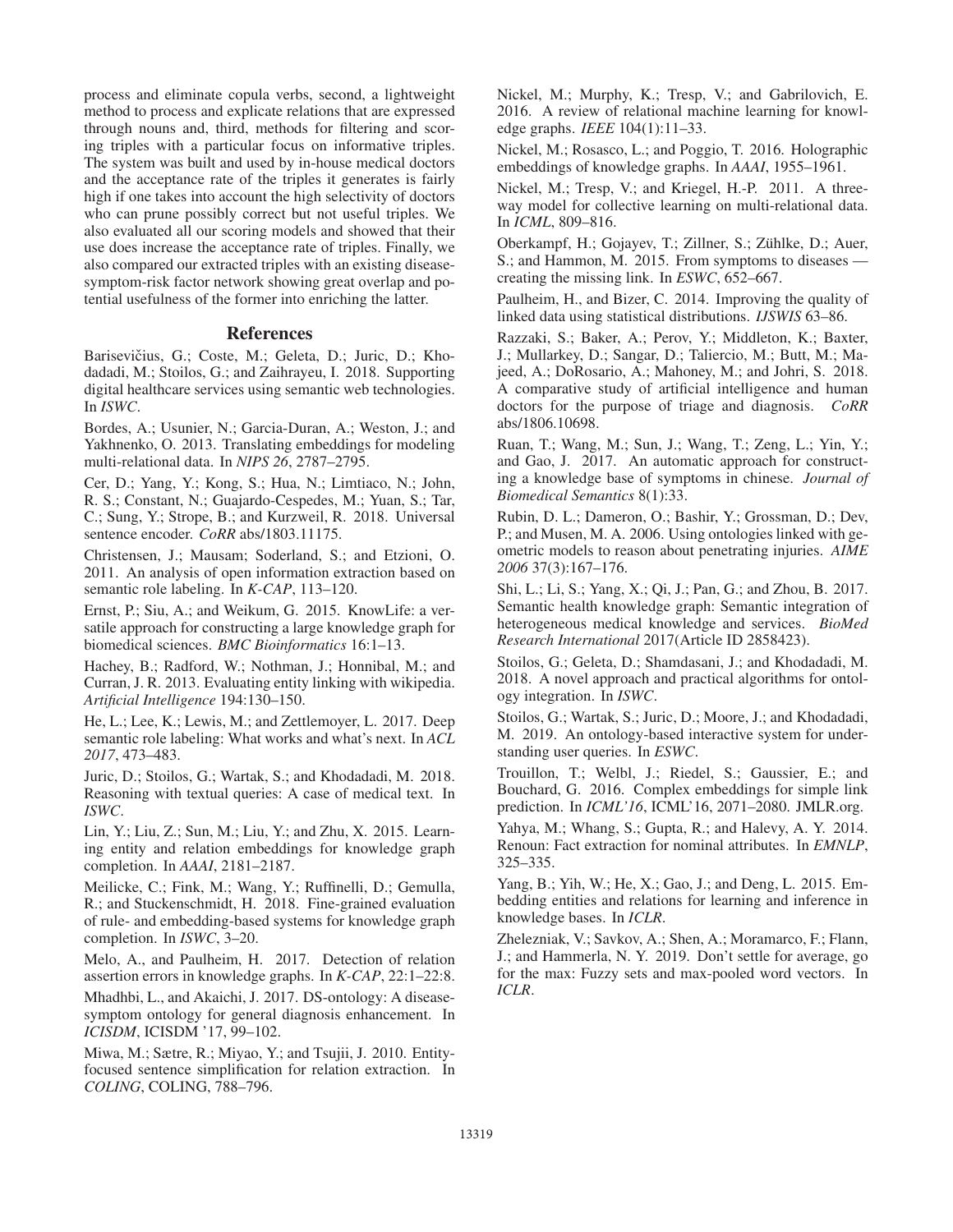process and eliminate copula verbs, second, a lightweight method to process and explicate relations that are expressed through nouns and, third, methods for filtering and scoring triples with a particular focus on informative triples. The system was built and used by in-house medical doctors and the acceptance rate of the triples it generates is fairly high if one takes into account the high selectivity of doctors who can prune possibly correct but not useful triples. We also evaluated all our scoring models and showed that their use does increase the acceptance rate of triples. Finally, we also compared our extracted triples with an existing disease-symptom-risk factor network showing great overlap and potential usefulness of the former into enriching the latter.

## References

Barisevičius, G.; Coste, M.; Geleta, D.; Juric, D.; Khodadadi, M.; Stoilos, G.; and Zaihrayeu, I. 2018. Supporting digital healthcare services using semantic web technologies. In *ISWC*.

Bordes, A.; Usunier, N.; Garcia-Duran, A.; Weston, J.; and Yakhnenko, O. 2013. Translating embeddings for modeling multi-relational data. In *NIPS 26*, 2787–2795.

Cer, D.; Yang, Y.; Kong, S.; Hua, N.; Limtiaco, N.; John, R. S.; Constant, N.; Guajardo-Cespedes, M.; Yuan, S.; Tar, C.; Sung, Y.; Strope, B.; and Kurzweil, R. 2018. Universal sentence encoder. *CoRR* abs/1803.11175.

Christensen, J.; Mausam; Soderland, S.; and Etzioni, O. 2011. An analysis of open information extraction based on semantic role labeling. In *K-CAP*, 113–120.

Ernst, P.; Siu, A.; and Weikum, G. 2015. KnowLife: a versatile approach for constructing a large knowledge graph for biomedical sciences. *BMC Bioinformatics* 16:1–13.

Hachey, B.; Radford, W.; Nothman, J.; Honnibal, M.; and Curran, J. R. 2013. Evaluating entity linking with wikipedia. *Artificial Intelligence* 194:130–150.

He, L.; Lee, K.; Lewis, M.; and Zettlemoyer, L. 2017. Deep semantic role labeling: What works and what's next. In *ACL 2017*, 473–483.

Juric, D.; Stoilos, G.; Wartak, S.; and Khodadadi, M. 2018. Reasoning with textual queries: A case of medical text. In *ISWC*.

Lin, Y.; Liu, Z.; Sun, M.; Liu, Y.; and Zhu, X. 2015. Learning entity and relation embeddings for knowledge graph completion. In *AAAI*, 2181–2187.

Meilicke, C.; Fink, M.; Wang, Y.; Ruffinelli, D.; Gemulla, R.; and Stuckenschmidt, H. 2018. Fine-grained evaluation of rule- and embedding-based systems for knowledge graph completion. In *ISWC*, 3–20.

Melo, A., and Paulheim, H. 2017. Detection of relation assertion errors in knowledge graphs. In *K-CAP*, 22:1–22:8.

Mhadhbi, L., and Akaichi, J. 2017. DS-ontology: A disease-symptom ontology for general diagnosis enhancement. In *ICISDM*, ICISDM '17, 99–102.

Miwa, M.; Sætre, R.; Miyao, Y.; and Tsujii, J. 2010. Entity-focused sentence simplification for relation extraction. In *COLING*, COLING, 788–796.

Nickel, M.; Murphy, K.; Tresp, V.; and Gabrilovich, E. 2016. A review of relational machine learning for knowledge graphs. *IEEE* 104(1):11–33.

Nickel, M.; Rosasco, L.; and Poggio, T. 2016. Holographic embeddings of knowledge graphs. In *AAAI*, 1955–1961.

Nickel, M.; Tresp, V.; and Kriegel, H.-P. 2011. A three-way model for collective learning on multi-relational data. In *ICML*, 809–816.

Oberkampf, H.; Gojayev, T.; Zillner, S.; Zühlke, D.; Auer, S.; and Hammon, M. 2015. From symptoms to diseases — creating the missing link. In *ESWC*, 652–667.

Paulheim, H., and Bizer, C. 2014. Improving the quality of linked data using statistical distributions. *IJSWIS* 63–86.

Razzaki, S.; Baker, A.; Perov, Y.; Middleton, K.; Baxter, J.; Mullarkey, D.; Sangar, D.; Taliercio, M.; Butt, M.; Majeed, A.; DoRosario, A.; Mahoney, M.; and Johri, S. 2018. A comparative study of artificial intelligence and human doctors for the purpose of triage and diagnosis. *CoRR* abs/1806.10698.

Ruan, T.; Wang, M.; Sun, J.; Wang, T.; Zeng, L.; Yin, Y.; and Gao, J. 2017. An automatic approach for constructing a knowledge base of symptoms in chinese. *Journal of Biomedical Semantics* 8(1):33.

Rubin, D. L.; Dameron, O.; Bashir, Y.; Grossman, D.; Dev, P.; and Musen, M. A. 2006. Using ontologies linked with geometric models to reason about penetrating injuries. *AIME 2006* 37(3):167–176.

Shi, L.; Li, S.; Yang, X.; Qi, J.; Pan, G.; and Zhou, B. 2017. Semantic health knowledge graph: Semantic integration of heterogeneous medical knowledge and services. *BioMed Research International* 2017(Article ID 2858423).

Stoilos, G.; Geleta, D.; Shamdasani, J.; and Khodadadi, M. 2018. A novel approach and practical algorithms for ontology integration. In *ISWC*.

Stoilos, G.; Wartak, S.; Juric, D.; Moore, J.; and Khodadadi, M. 2019. An ontology-based interactive system for understanding user queries. In *ESWC*.

Trouillon, T.; Welbl, J.; Riedel, S.; Gaussier, E.; and Bouchard, G. 2016. Complex embeddings for simple link prediction. In *ICML'16*, ICML'16, 2071–2080. JMLR.org.

Yahya, M.; Whang, S.; Gupta, R.; and Halevy, A. Y. 2014. Renoun: Fact extraction for nominal attributes. In *EMNLP*, 325–335.

Yang, B.; Yih, W.; He, X.; Gao, J.; and Deng, L. 2015. Embedding entities and relations for learning and inference in knowledge bases. In *ICLR*.

Zhelezniak, V.; Savkov, A.; Shen, A.; Moramarco, F.; Flann, J.; and Hammerla, N. Y. 2019. Don't settle for average, go for the max: Fuzzy sets and max-pooled word vectors. In *ICLR*.